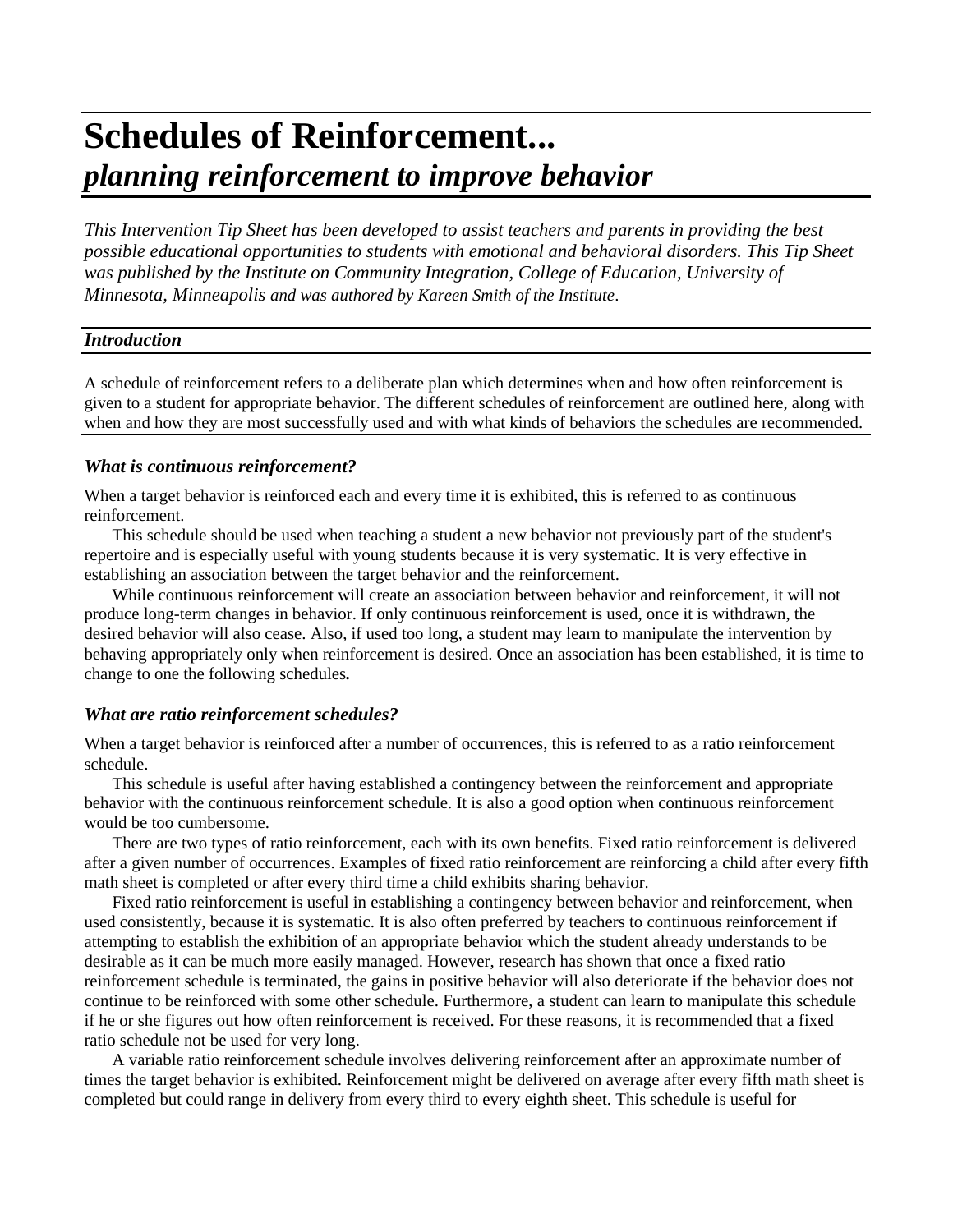#  Schedules of Reinforcement...
## *planning reinforcement to improve behavior*

*This Intervention Tip Sheet has been developed to assist teachers and parents in providing the best possible educational opportunities to students with emotional and behavioral disorders. This Tip Sheet was published by the Institute on Community Integration, College of Education, University of Minnesota, Minneapolis and was authored by Kareen Smith of the Institute*.

### *Introduction*

A schedule of reinforcement refers to a deliberate plan which determines when and how often reinforcement is given to a student for appropriate behavior. The different schedules of reinforcement are outlined here, along with when and how they are most successfully used and with what kinds of behaviors the schedules are recommended.

### *What is continuous reinforcement?*

When a target behavior is reinforced each and every time it is exhibited, this is referred to as continuous reinforcement.

This schedule should be used when teaching a student a new behavior not previously part of the student's repertoire and is especially useful with young students because it is very systematic. It is very effective in establishing an association between the target behavior and the reinforcement.

While continuous reinforcement will create an association between behavior and reinforcement, it will not produce long-term changes in behavior. If only continuous reinforcement is used, once it is withdrawn, the desired behavior will also cease. Also, if used too long, a student may learn to manipulate the intervention by behaving appropriately only when reinforcement is desired. Once an association has been established, it is time to change to one the following schedules**.**

### *What are ratio reinforcement schedules?*

When a target behavior is reinforced after a number of occurrences, this is referred to as a ratio reinforcement schedule.

This schedule is useful after having established a contingency between the reinforcement and appropriate behavior with the continuous reinforcement schedule. It is also a good option when continuous reinforcement would be too cumbersome.

There are two types of ratio reinforcement, each with its own benefits. Fixed ratio reinforcement is delivered after a given number of occurrences. Examples of fixed ratio reinforcement are reinforcing a child after every fifth math sheet is completed or after every third time a child exhibits sharing behavior.

Fixed ratio reinforcement is useful in establishing a contingency between behavior and reinforcement, when used consistently, because it is systematic. It is also often preferred by teachers to continuous reinforcement if attempting to establish the exhibition of an appropriate behavior which the student already understands to be desirable as it can be much more easily managed. However, research has shown that once a fixed ratio reinforcement schedule is terminated, the gains in positive behavior will also deteriorate if the behavior does not continue to be reinforced with some other schedule. Furthermore, a student can learn to manipulate this schedule if he or she figures out how often reinforcement is received. For these reasons, it is recommended that a fixed ratio schedule not be used for very long.

A variable ratio reinforcement schedule involves delivering reinforcement after an approximate number of times the target behavior is exhibited. Reinforcement might be delivered on average after every fifth math sheet is completed but could range in delivery from every third to every eighth sheet. This schedule is useful for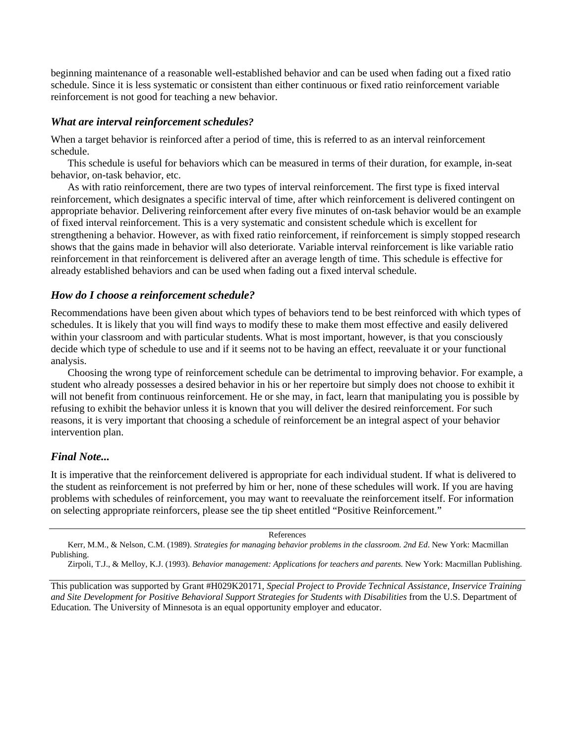beginning maintenance of a reasonable well-established behavior and can be used when fading out a fixed ratio schedule. Since it is less systematic or consistent than either continuous or fixed ratio reinforcement variable reinforcement is not good for teaching a new behavior.

### *What are interval reinforcement schedules?*

When a target behavior is reinforced after a period of time, this is referred to as an interval reinforcement schedule.

This schedule is useful for behaviors which can be measured in terms of their duration, for example, in-seat behavior, on-task behavior, etc.

As with ratio reinforcement, there are two types of interval reinforcement. The first type is fixed interval reinforcement, which designates a specific interval of time, after which reinforcement is delivered contingent on appropriate behavior. Delivering reinforcement after every five minutes of on-task behavior would be an example of fixed interval reinforcement. This is a very systematic and consistent schedule which is excellent for strengthening a behavior. However, as with fixed ratio reinforcement, if reinforcement is simply stopped research shows that the gains made in behavior will also deteriorate. Variable interval reinforcement is like variable ratio reinforcement in that reinforcement is delivered after an average length of time. This schedule is effective for already established behaviors and can be used when fading out a fixed interval schedule.

### *How do I choose a reinforcement schedule?*

Recommendations have been given about which types of behaviors tend to be best reinforced with which types of schedules. It is likely that you will find ways to modify these to make them most effective and easily delivered within your classroom and with particular students. What is most important, however, is that you consciously decide which type of schedule to use and if it seems not to be having an effect, reevaluate it or your functional analysis.

Choosing the wrong type of reinforcement schedule can be detrimental to improving behavior. For example, a student who already possesses a desired behavior in his or her repertoire but simply does not choose to exhibit it will not benefit from continuous reinforcement. He or she may, in fact, learn that manipulating you is possible by refusing to exhibit the behavior unless it is known that you will deliver the desired reinforcement. For such reasons, it is very important that choosing a schedule of reinforcement be an integral aspect of your behavior intervention plan.

### *Final Note...*

It is imperative that the reinforcement delivered is appropriate for each individual student. If what is delivered to the student as reinforcement is not preferred by him or her, none of these schedules will work. If you are having problems with schedules of reinforcement, you may want to reevaluate the reinforcement itself. For information on selecting appropriate reinforcers, please see the tip sheet entitled "Positive Reinforcement."

---

References

Kerr, M.M., & Nelson, C.M. (1989). *Strategies for managing behavior problems in the classroom. 2nd Ed*. New York: Macmillan Publishing.

Zirpoli, T.J., & Melloy, K.J. (1993). *Behavior management: Applications for teachers and parents.* New York: Macmillan Publishing.

---

This publication was supported by Grant #H029K20171, *Special Project to Provide Technical Assistance, Inservice Training and Site Development for Positive Behavioral Support Strategies for Students with Disabilities* from the U.S. Department of Education. The University of Minnesota is an equal opportunity employer and educator.